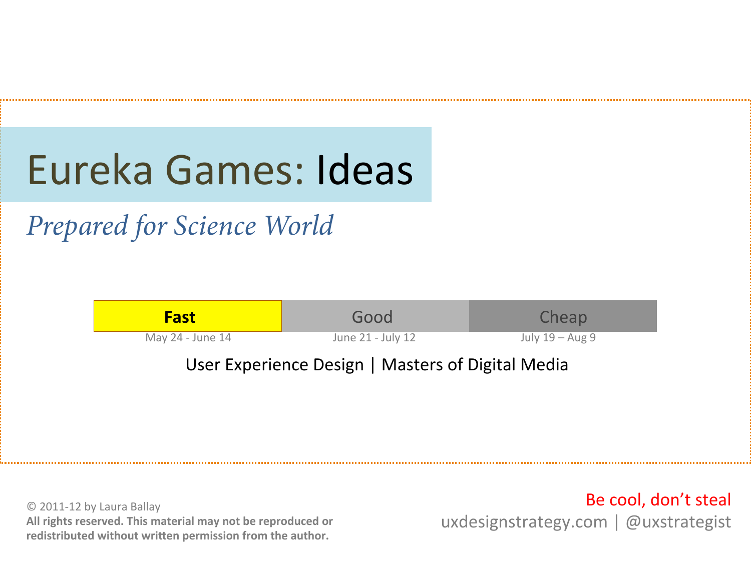# Eureka Games: Ideas

*Prepared for Science World*

| **Fast** | Good | Cheap |
| --- | --- | --- |
| May 24 - June 14 | June 21 - July 12 | July 19 – Aug 9 |

User Experience Design | Masters of Digital Media

© 2011-12 by Laura Ballay
**All rights reserved. This material may not be reproduced or redistributed without written permission from the author.**

Be cool, don't steal
uxdesignstrategy.com | @uxstrategist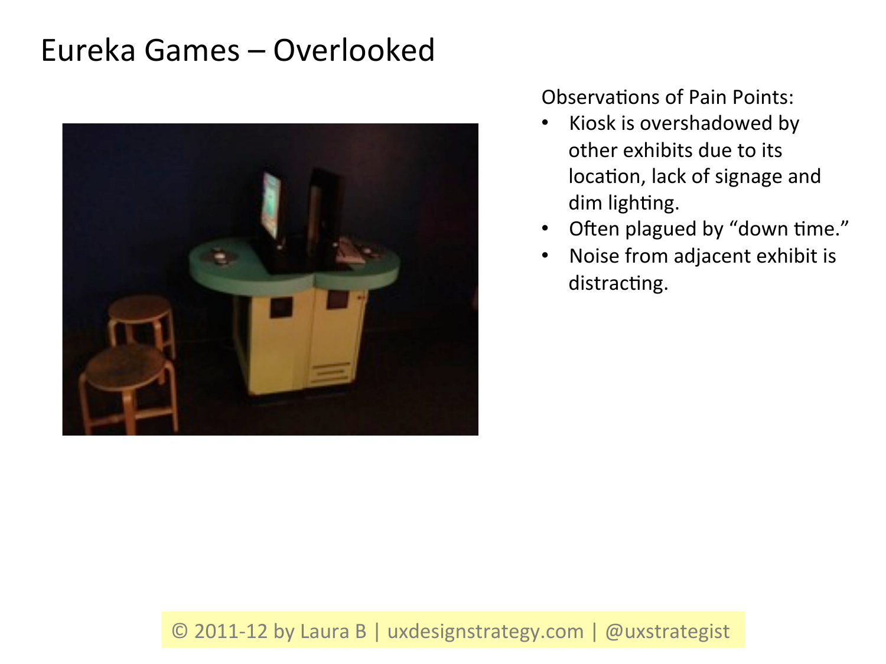# Eureka Games – Overlooked

Observations of Pain Points:

- Kiosk is overshadowed by other exhibits due to its location, lack of signage and dim lighting.
- Often plagued by "down time."
- Noise from adjacent exhibit is distracting.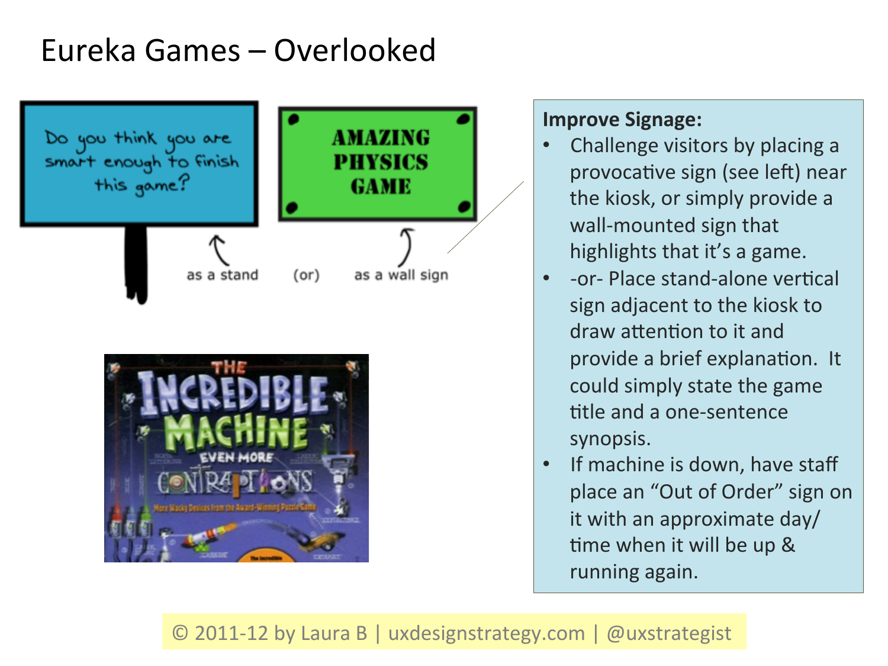# Eureka Games – Overlooked

Do you think you are smart enough to finish this game?

AMAZING PHYSICS GAME

as a stand (or) as a wall sign

**Improve Signage:**

- Challenge visitors by placing a provocative sign (see left) near the kiosk, or simply provide a wall-mounted sign that highlights that it's a game.
- -or- Place stand-alone vertical sign adjacent to the kiosk to draw attention to it and provide a brief explanation. It could simply state the game title and a one-sentence synopsis.
- If machine is down, have staff place an "Out of Order" sign on it with an approximate day/time when it will be up & running again.

© 2011-12 by Laura B | uxdesignstrategy.com | @uxstrategist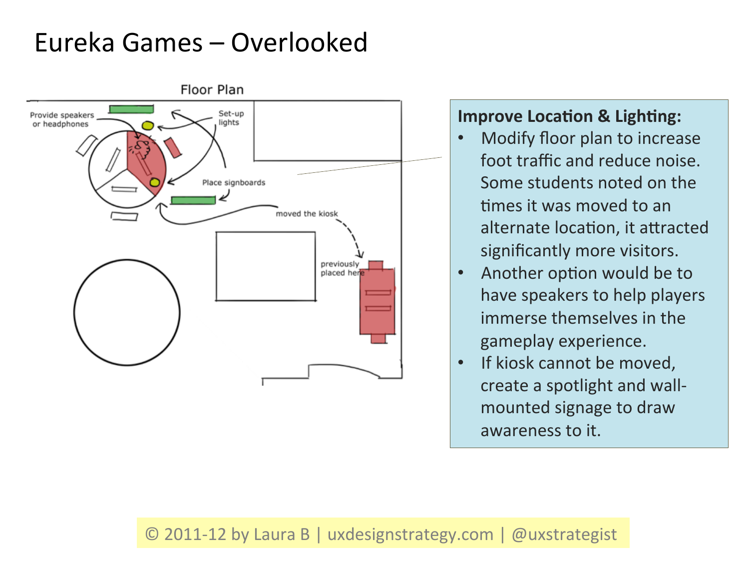# Eureka Games – Overlooked

Floor Plan

Provide speakers or headphones

Set-up lights

Place signboards

moved the kiosk

previously placed here

**Improve Location & Lighting:**

- Modify floor plan to increase foot traffic and reduce noise. Some students noted on the times it was moved to an alternate location, it attracted significantly more visitors.
- Another option would be to have speakers to help players immerse themselves in the gameplay experience.
- If kiosk cannot be moved, create a spotlight and wall-mounted signage to draw awareness to it.

© 2011-12 by Laura B | uxdesignstrategy.com | @uxstrategist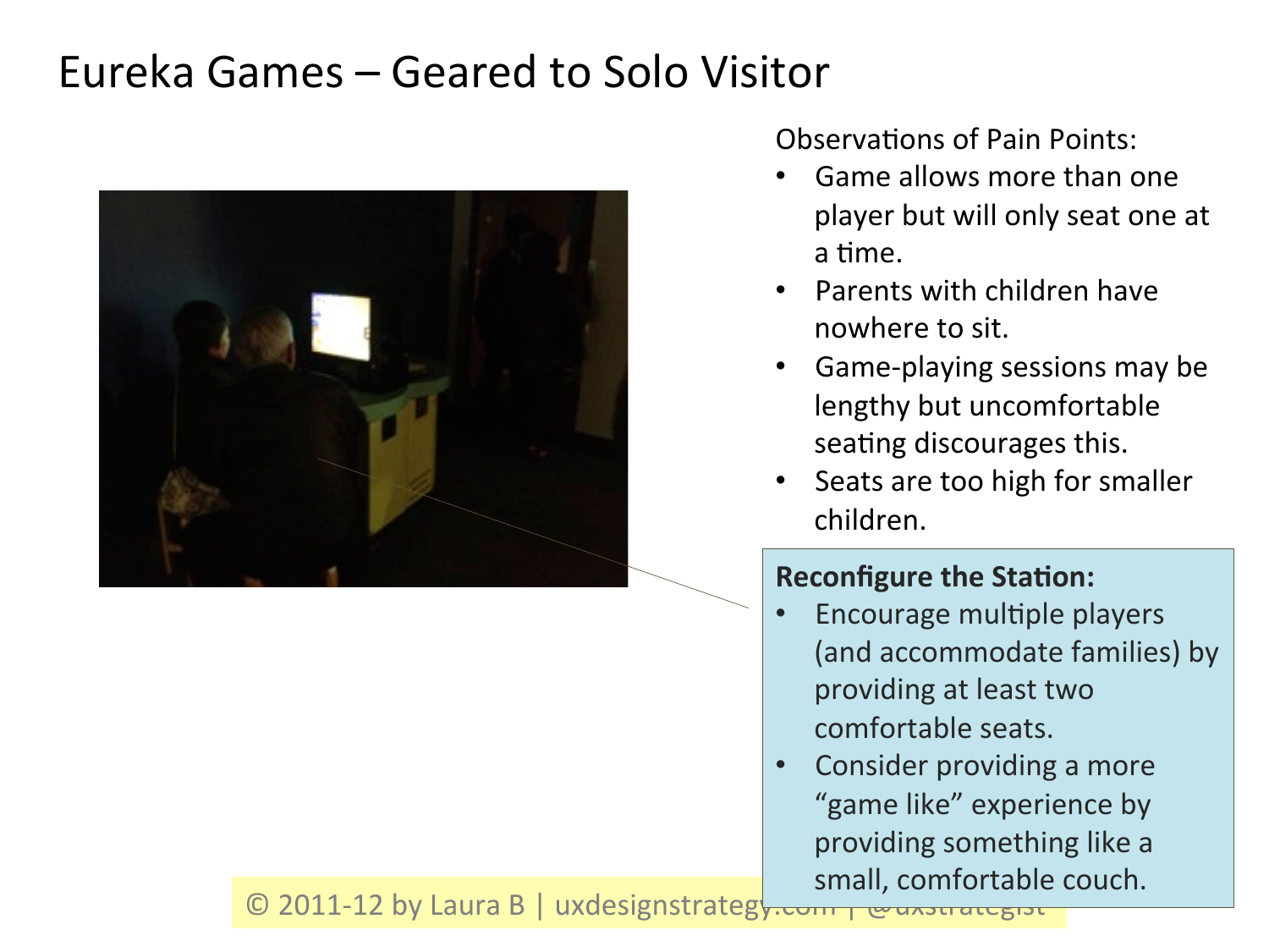# Eureka Games – Geared to Solo Visitor

Observations of Pain Points:

- Game allows more than one player but will only seat one at a time.
- Parents with children have nowhere to sit.
- Game-playing sessions may be lengthy but uncomfortable seating discourages this.
- Seats are too high for smaller children.

**Reconfigure the Station:**

- Encourage multiple players (and accommodate families) by providing at least two comfortable seats.
- Consider providing a more "game like" experience by providing something like a small, comfortable couch.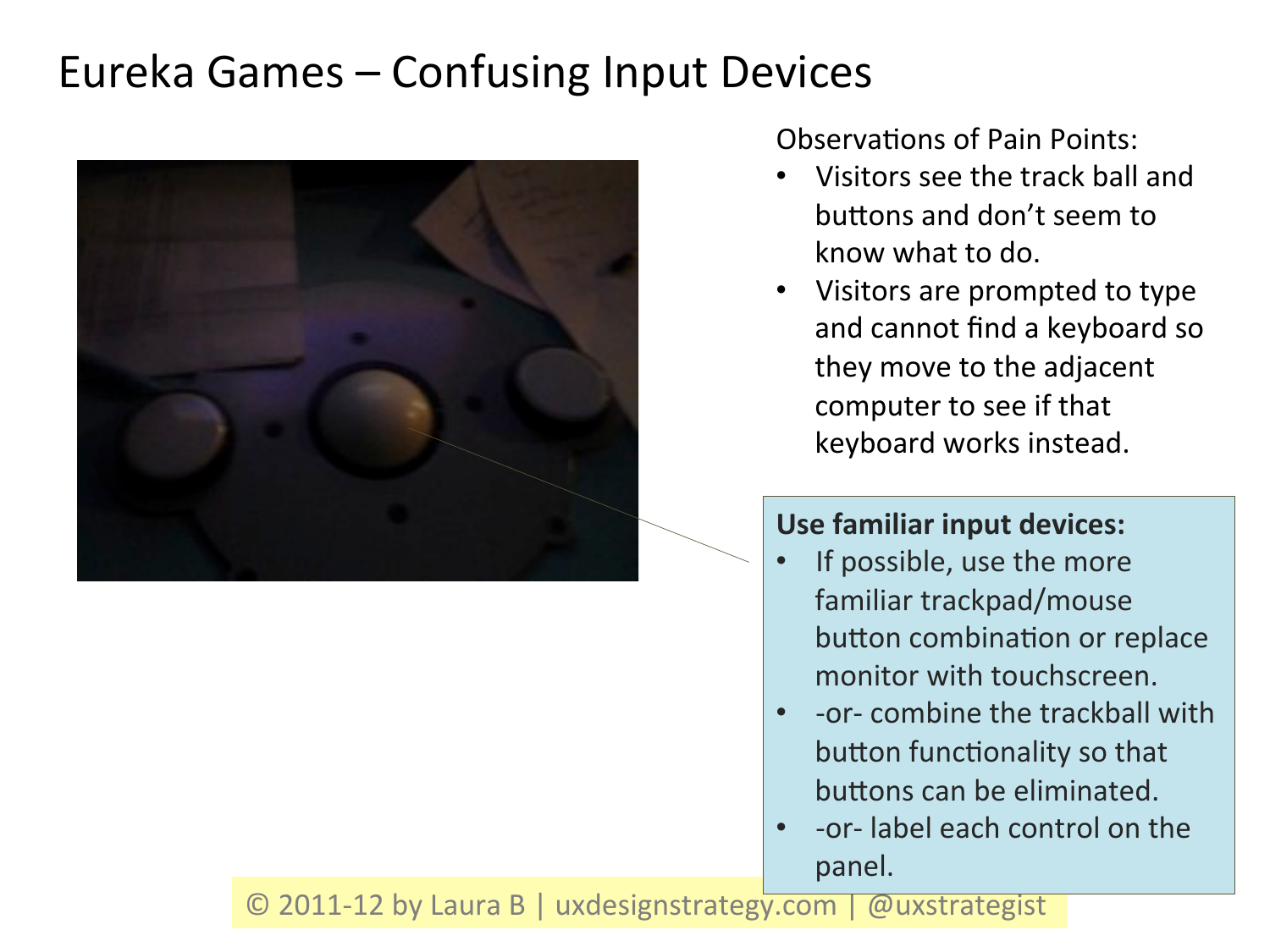# Eureka Games – Confusing Input Devices

Observations of Pain Points:

- Visitors see the track ball and buttons and don't seem to know what to do.
- Visitors are prompted to type and cannot find a keyboard so they move to the adjacent computer to see if that keyboard works instead.

**Use familiar input devices:**

- If possible, use the more familiar trackpad/mouse button combination or replace monitor with touchscreen.
- -or- combine the trackball with button functionality so that buttons can be eliminated.
- -or- label each control on the panel.

© 2011-12 by Laura B | uxdesignstrategy.com | @uxstrategist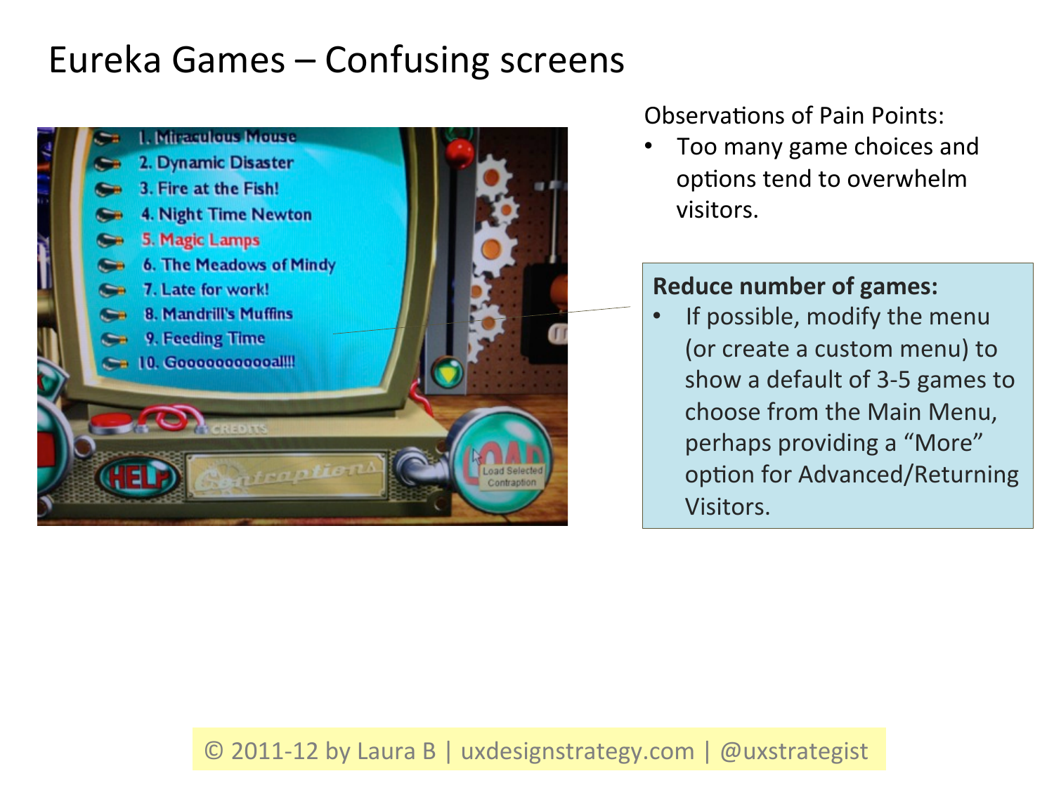# Eureka Games – Confusing screens

Observations of Pain Points:

- Too many game choices and options tend to overwhelm visitors.

**Reduce number of games:**

- If possible, modify the menu (or create a custom menu) to show a default of 3-5 games to choose from the Main Menu, perhaps providing a "More" option for Advanced/Returning Visitors.

© 2011-12 by Laura B | uxdesignstrategy.com | @uxstrategist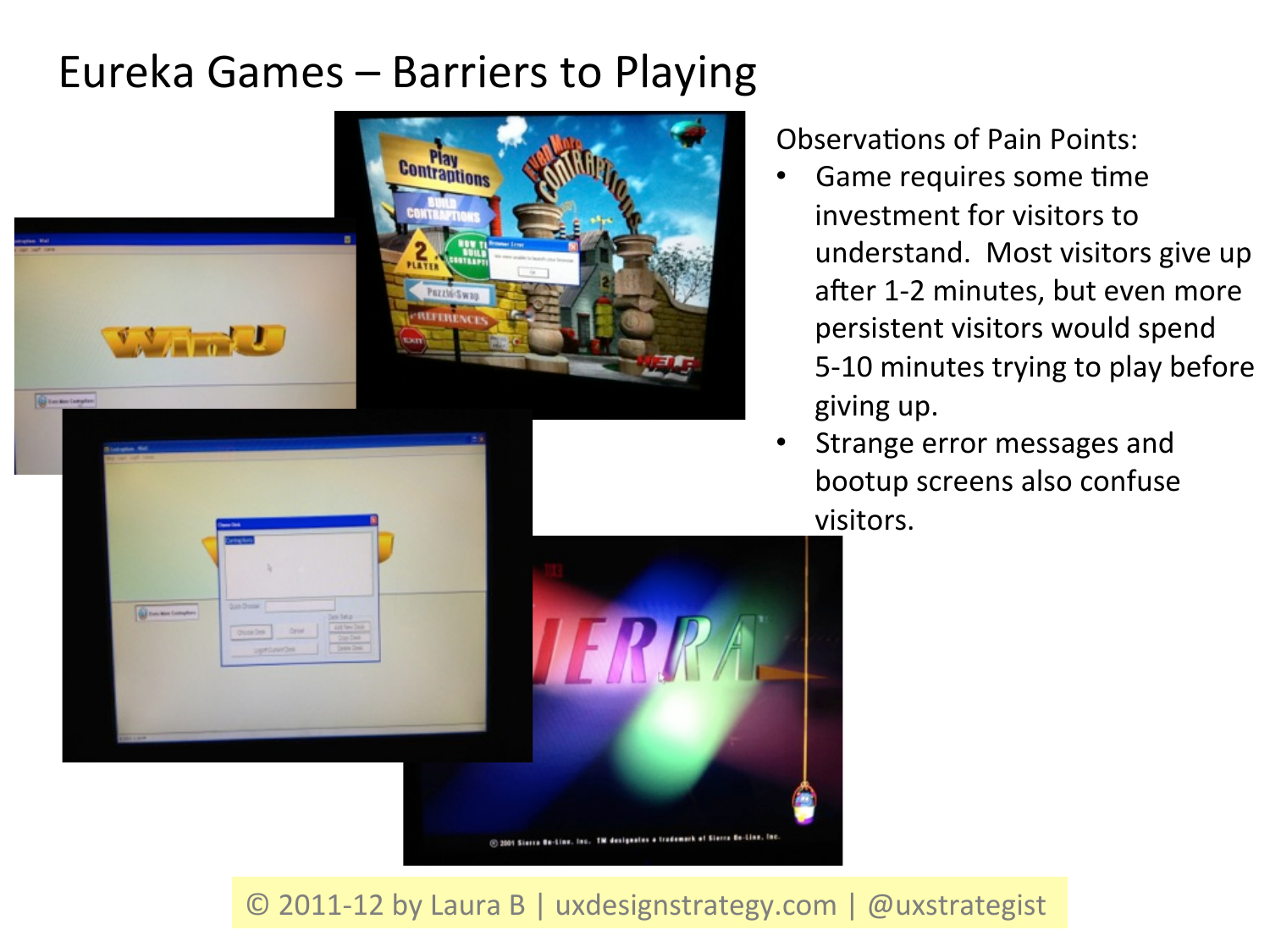# Eureka Games – Barriers to Playing

Observations of Pain Points:

- Game requires some time investment for visitors to understand. Most visitors give up after 1-2 minutes, but even more persistent visitors would spend 5-10 minutes trying to play before giving up.
- Strange error messages and bootup screens also confuse visitors.

© 2011-12 by Laura B | uxdesignstrategy.com | @uxstrategist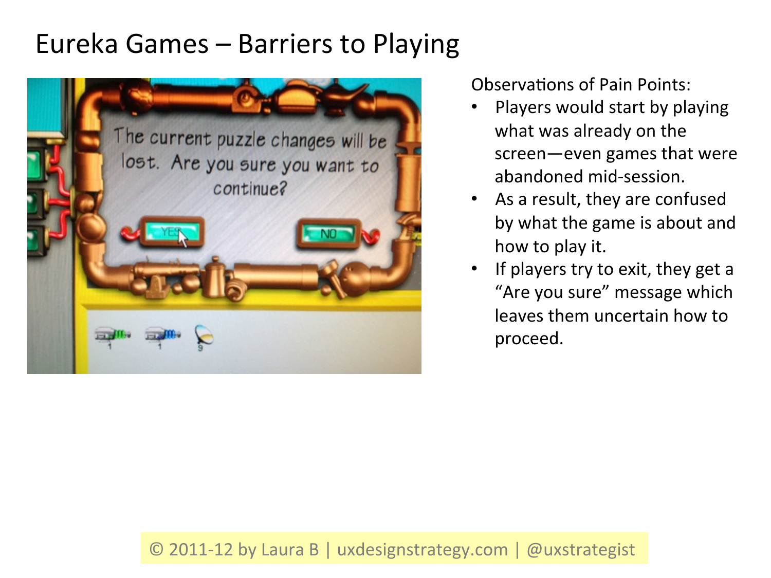# Eureka Games – Barriers to Playing

Observations of Pain Points:

- Players would start by playing what was already on the screen—even games that were abandoned mid-session.
- As a result, they are confused by what the game is about and how to play it.
- If players try to exit, they get a "Are you sure" message which leaves them uncertain how to proceed.

© 2011-12 by Laura B | uxdesignstrategy.com | @uxstrategist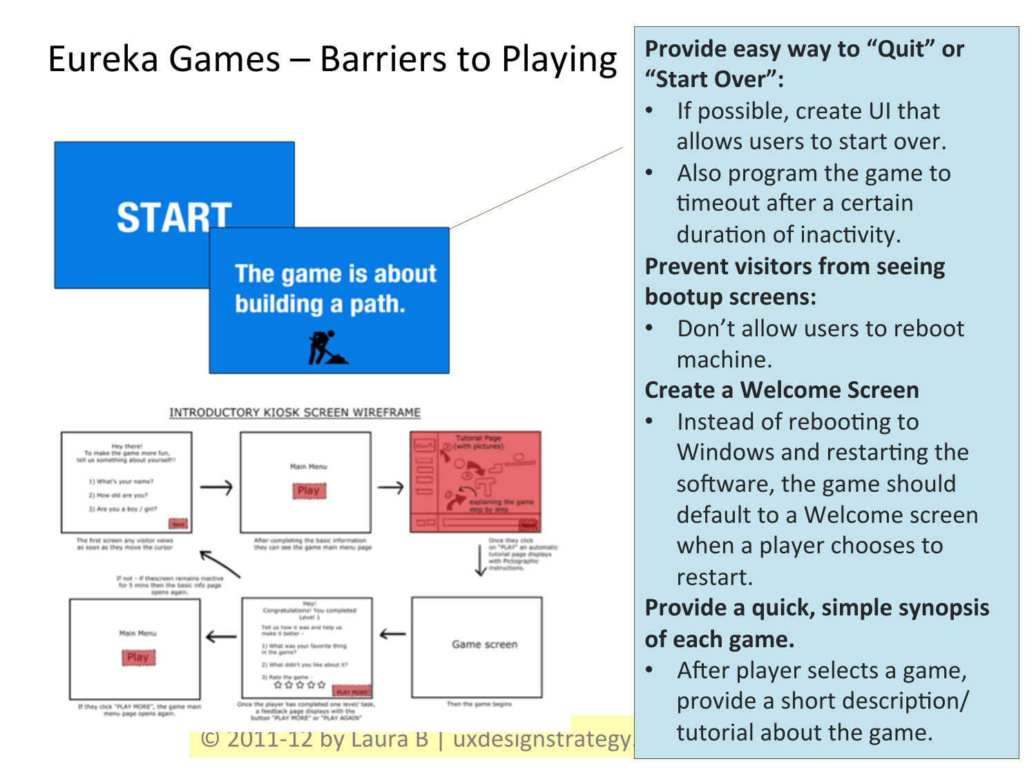# Eureka Games – Barriers to Playing

START

The game is about building a path.

INTRODUCTORY KIOSK SCREEN WIREFRAME

**Provide easy way to "Quit" or "Start Over":**

- If possible, create UI that allows users to start over.
- Also program the game to timeout after a certain duration of inactivity.

**Prevent visitors from seeing bootup screens:**

- Don't allow users to reboot machine.

**Create a Welcome Screen**

- Instead of rebooting to Windows and restarting the software, the game should default to a Welcome screen when a player chooses to restart.

**Provide a quick, simple synopsis of each game.**

- After player selects a game, provide a short description/ tutorial about the game.

© 2011-12 by Laura B | uxdesignstrategy.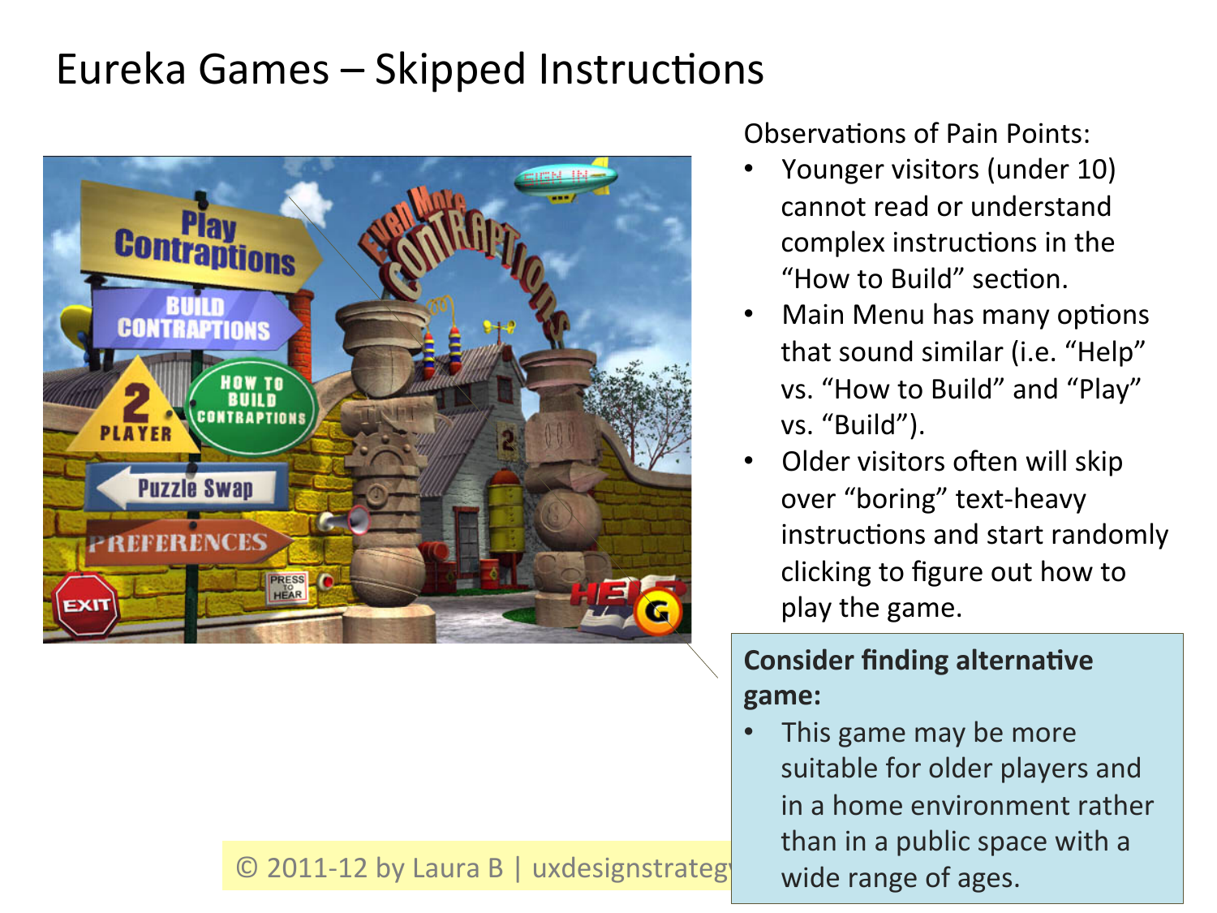# Eureka Games – Skipped Instructions

Observations of Pain Points:

- Younger visitors (under 10) cannot read or understand complex instructions in the "How to Build" section.
- Main Menu has many options that sound similar (i.e. "Help" vs. "How to Build" and "Play" vs. "Build").
- Older visitors often will skip over "boring" text-heavy instructions and start randomly clicking to figure out how to play the game.

**Consider finding alternative game:**

- This game may be more suitable for older players and in a home environment rather than in a public space with a wide range of ages.

© 2011-12 by Laura B | uxdesignstrateg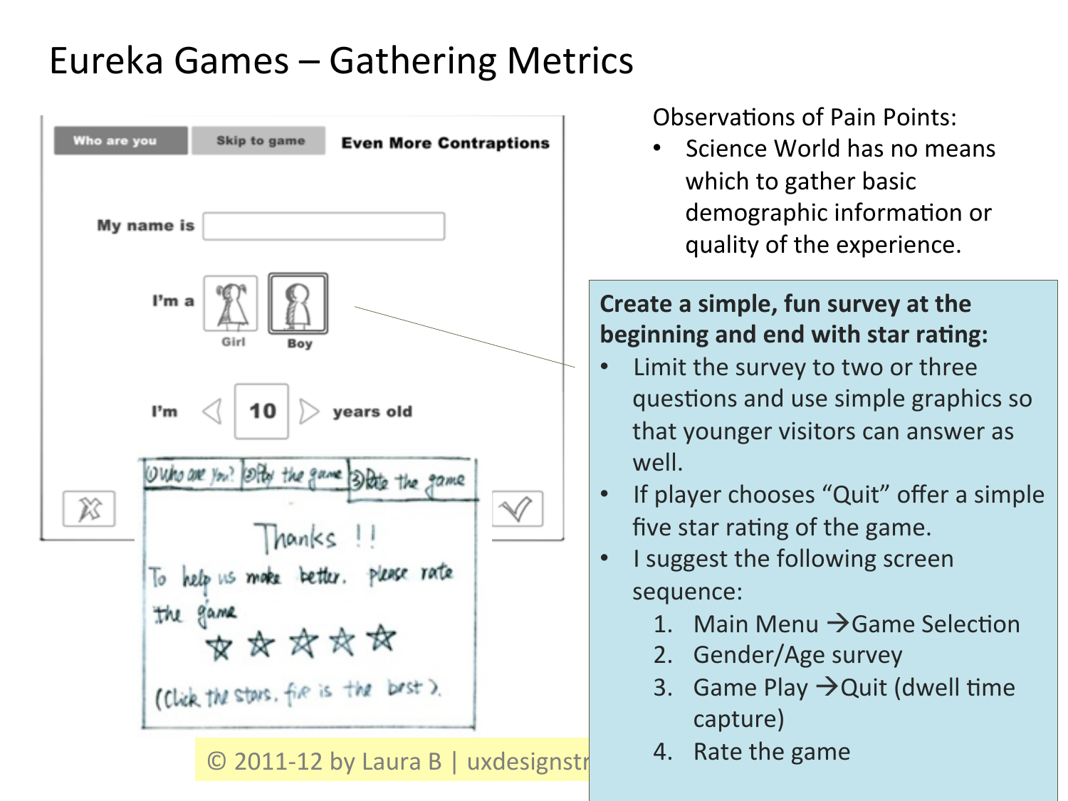# Eureka Games – Gathering Metrics

Observations of Pain Points:

- Science World has no means which to gather basic demographic information or quality of the experience.

**Create a simple, fun survey at the beginning and end with star rating:**

- Limit the survey to two or three questions and use simple graphics so that younger visitors can answer as well.
- If player chooses "Quit" offer a simple five star rating of the game.
- I suggest the following screen sequence:
  1. Main Menu → Game Selection
  2. Gender/Age survey
  3. Game Play → Quit (dwell time capture)
  4. Rate the game

Who are you | Skip to game | Even More Contraptions

My name is

I'm a Girl Boy

I'm 10 years old

① Who are you? ② Play the game ③ Rate the game

Thanks !!

To help us make better, please rate the game

☆ ☆ ☆ ☆ ☆

(Click the stars. five is the best.)

© 2011-12 by Laura B | uxdesignstr